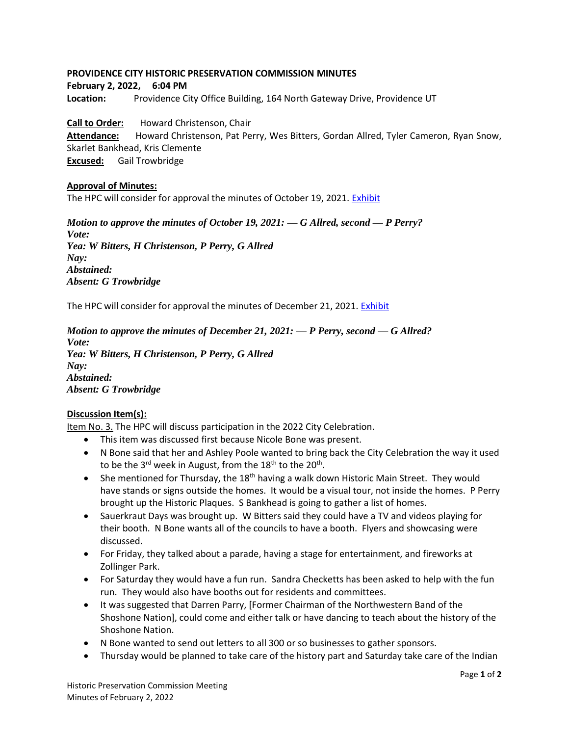**PROVIDENCE CITY HISTORIC PRESERVATION COMMISSION MINUTES**

**February 2, 2022, 6:04 PM**

**Location:** Providence City Office Building, 164 North Gateway Drive, Providence UT

**Call to Order:** Howard Christenson, Chair

**Attendance:** Howard Christenson, Pat Perry, Wes Bitters, Gordan Allred, Tyler Cameron, Ryan Snow, Skarlet Bankhead, Kris Clemente

**Excused:** Gail Trowbridge

**Approval of Minutes:**

The HPC will consider for approval the minutes of October 19, 2021. Exhibit

***Motion to approve the minutes of October 19, 2021: — G Allred, second — P Perry?***
***Vote:***
***Yea: W Bitters, H Christenson, P Perry, G Allred***
***Nay:***
***Abstained:***
***Absent: G Trowbridge***

The HPC will consider for approval the minutes of December 21, 2021. Exhibit

***Motion to approve the minutes of December 21, 2021: — P Perry, second — G Allred?***
***Vote:***
***Yea: W Bitters, H Christenson, P Perry, G Allred***
***Nay:***
***Abstained:***
***Absent: G Trowbridge***

**Discussion Item(s):**

Item No. 3. The HPC will discuss participation in the 2022 City Celebration.

- This item was discussed first because Nicole Bone was present.
- N Bone said that her and Ashley Poole wanted to bring back the City Celebration the way it used to be the 3rd week in August, from the 18th to the 20th.
- She mentioned for Thursday, the 18th having a walk down Historic Main Street. They would have stands or signs outside the homes. It would be a visual tour, not inside the homes. P Perry brought up the Historic Plaques. S Bankhead is going to gather a list of homes.
- Sauerkraut Days was brought up. W Bitters said they could have a TV and videos playing for their booth. N Bone wants all of the councils to have a booth. Flyers and showcasing were discussed.
- For Friday, they talked about a parade, having a stage for entertainment, and fireworks at Zollinger Park.
- For Saturday they would have a fun run. Sandra Checketts has been asked to help with the fun run. They would also have booths out for residents and committees.
- It was suggested that Darren Parry, [Former Chairman of the Northwestern Band of the Shoshone Nation], could come and either talk or have dancing to teach about the history of the Shoshone Nation.
- N Bone wanted to send out letters to all 300 or so businesses to gather sponsors.
- Thursday would be planned to take care of the history part and Saturday take care of the Indian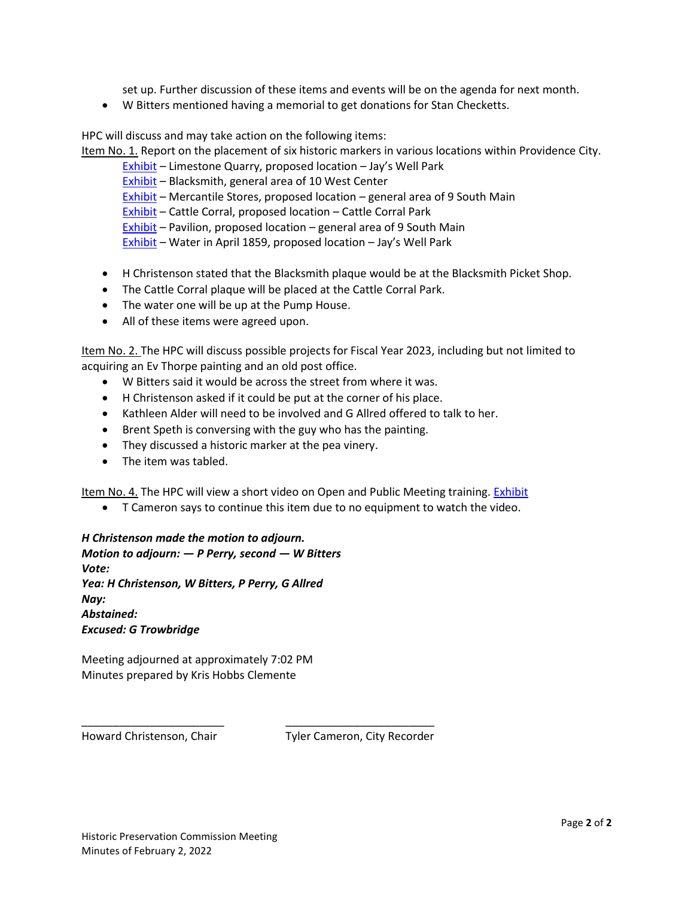set up. Further discussion of these items and events will be on the agenda for next month.

- W Bitters mentioned having a memorial to get donations for Stan Checketts.

HPC will discuss and may take action on the following items:

Item No. 1. Report on the placement of six historic markers in various locations within Providence City.

Exhibit – Limestone Quarry, proposed location – Jay's Well Park
Exhibit – Blacksmith, general area of 10 West Center
Exhibit – Mercantile Stores, proposed location – general area of 9 South Main
Exhibit – Cattle Corral, proposed location – Cattle Corral Park
Exhibit – Pavilion, proposed location – general area of 9 South Main
Exhibit – Water in April 1859, proposed location – Jay's Well Park

- H Christenson stated that the Blacksmith plaque would be at the Blacksmith Picket Shop.
- The Cattle Corral plaque will be placed at the Cattle Corral Park.
- The water one will be up at the Pump House.
- All of these items were agreed upon.

Item No. 2. The HPC will discuss possible projects for Fiscal Year 2023, including but not limited to acquiring an Ev Thorpe painting and an old post office.

- W Bitters said it would be across the street from where it was.
- H Christenson asked if it could be put at the corner of his place.
- Kathleen Alder will need to be involved and G Allred offered to talk to her.
- Brent Speth is conversing with the guy who has the painting.
- They discussed a historic marker at the pea vinery.
- The item was tabled.

Item No. 4. The HPC will view a short video on Open and Public Meeting training. Exhibit

- T Cameron says to continue this item due to no equipment to watch the video.

***H Christenson made the motion to adjourn.***
***Motion to adjourn: — P Perry, second — W Bitters***
***Vote:***
***Yea: H Christenson, W Bitters, P Perry, G Allred***
***Nay:***
***Abstained:***
***Excused: G Trowbridge***

Meeting adjourned at approximately 7:02 PM
Minutes prepared by Kris Hobbs Clemente

\_\_\_\_\_\_\_\_\_\_\_\_\_\_\_\_\_\_\_\_\_\_\_\_ \_\_\_\_\_\_\_\_\_\_\_\_\_\_\_\_\_\_\_\_\_\_\_\_
Howard Christenson, Chair Tyler Cameron, City Recorder